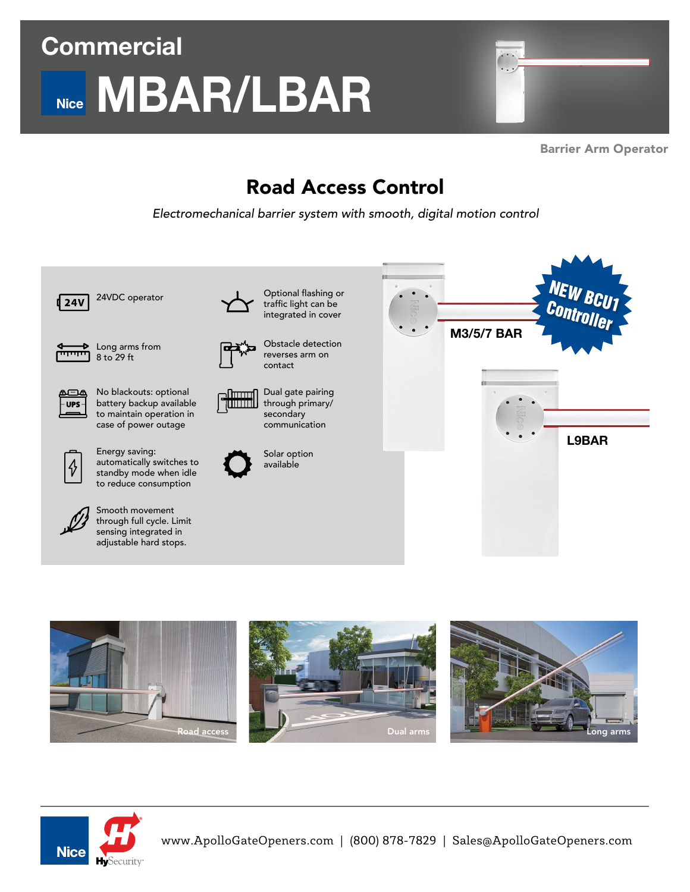# Commercial

# Nice MBAR/LBAR

Barrier Arm Operator

## Road Access Control

*Electromechanical barrier system with smooth, digital motion control*

- 24VDC operator
- Long arms from 8 to 29 ft
- No blackouts: optional battery backup available to maintain operation in case of power outage
- Energy saving: automatically switches to standby mode when idle to reduce consumption
- Smooth movement through full cycle. Limit sensing integrated in adjustable hard stops.
- Optional flashing or traffic light can be integrated in cover
- Obstacle detection reverses arm on contact
- Dual gate pairing through primary/ secondary communication
- Solar option available

NEW BCU1 Controller

M3/5/7 BAR

L9BAR

Road access

Dual arms

Long arms

www.ApolloGateOpeners.com | (800) 878-7829 | Sales@ApolloGateOpeners.com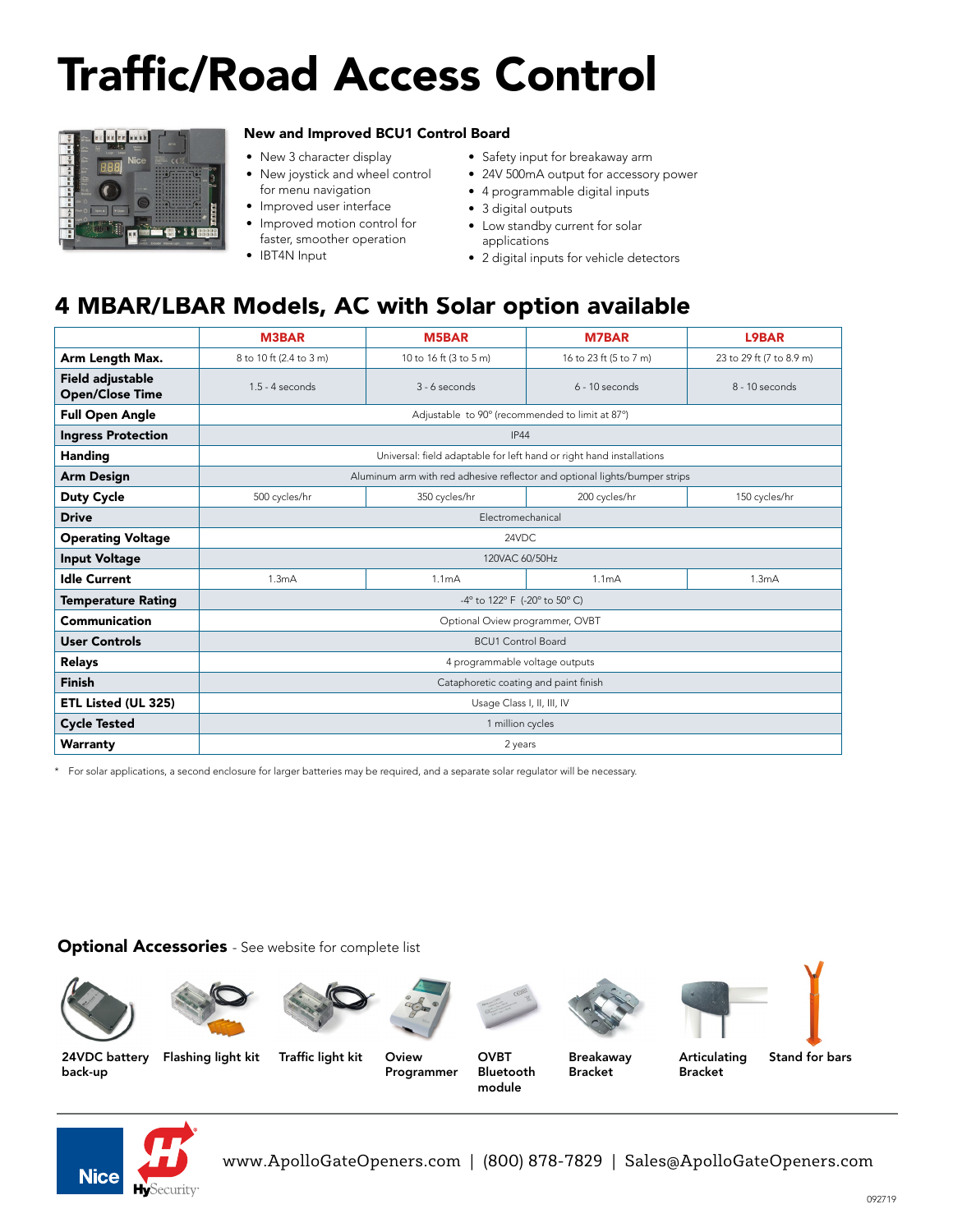# Traffic/Road Access Control

### New and Improved BCU1 Control Board

- New 3 character display
- New joystick and wheel control for menu navigation
- Improved user interface
- Improved motion control for faster, smoother operation
- IBT4N Input
- Safety input for breakaway arm
- 24V 500mA output for accessory power
- 4 programmable digital inputs
- 3 digital outputs
- Low standby current for solar applications
- 2 digital inputs for vehicle detectors

## 4 MBAR/LBAR Models, AC with Solar option available

| | M3BAR | M5BAR | M7BAR | L9BAR |
|---|---|---|---|---|
| **Arm Length Max.** | 8 to 10 ft (2.4 to 3 m) | 10 to 16 ft (3 to 5 m) | 16 to 23 ft (5 to 7 m) | 23 to 29 ft (7 to 8.9 m) |
| **Field adjustable Open/Close Time** | 1.5 - 4 seconds | 3 - 6 seconds | 6 - 10 seconds | 8 - 10 seconds |
| **Full Open Angle** | Adjustable to 90° (recommended to limit at 87°) | | | |
| **Ingress Protection** | IP44 | | | |
| **Handing** | Universal: field adaptable for left hand or right hand installations | | | |
| **Arm Design** | Aluminum arm with red adhesive reflector and optional lights/bumper strips | | | |
| **Duty Cycle** | 500 cycles/hr | 350 cycles/hr | 200 cycles/hr | 150 cycles/hr |
| **Drive** | Electromechanical | | | |
| **Operating Voltage** | 24VDC | | | |
| **Input Voltage** | 120VAC 60/50Hz | | | |
| **Idle Current** | 1.3mA | 1.1mA | 1.1mA | 1.3mA |
| **Temperature Rating** | -4° to 122° F (-20° to 50° C) | | | |
| **Communication** | Optional Oview programmer, OVBT | | | |
| **User Controls** | BCU1 Control Board | | | |
| **Relays** | 4 programmable voltage outputs | | | |
| **Finish** | Cataphoretic coating and paint finish | | | |
| **ETL Listed (UL 325)** | Usage Class I, II, III, IV | | | |
| **Cycle Tested** | 1 million cycles | | | |
| **Warranty** | 2 years | | | |

\* For solar applications, a second enclosure for larger batteries may be required, and a separate solar regulator will be necessary.

### Optional Accessories - See website for complete list

- 24VDC battery back-up
- Flashing light kit
- Traffic light kit
- Oview Programmer
- OVBT Bluetooth module
- Breakaway Bracket
- Articulating Bracket
- Stand for bars

Nice HySecurity

www.ApolloGateOpeners.com | (800) 878-7829 | Sales@ApolloGateOpeners.com

092719